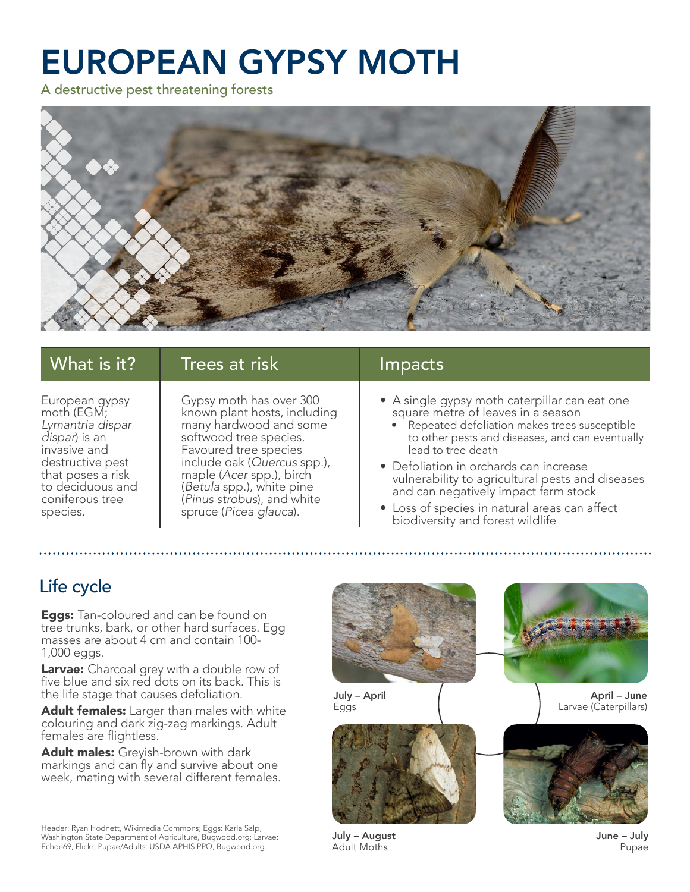# EUROPEAN GYPSY MOTH

A destructive pest threatening forests

## What is it?

European gypsy moth (EGM; *Lymantria dispar dispar*) is an invasive and destructive pest that poses a risk to deciduous and coniferous tree species.

## Trees at risk

Gypsy moth has over 300 known plant hosts, including many hardwood and some softwood tree species. Favoured tree species include oak (*Quercus* spp.), maple (*Acer* spp.), birch (*Betula* spp.), white pine (*Pinus strobus*), and white spruce (*Picea glauca*).

## Impacts

- A single gypsy moth caterpillar can eat one square metre of leaves in a season
  - Repeated defoliation makes trees susceptible to other pests and diseases, and can eventually lead to tree death
- Defoliation in orchards can increase vulnerability to agricultural pests and diseases and can negatively impact farm stock
- Loss of species in natural areas can affect biodiversity and forest wildlife

## Life cycle

**Eggs:** Tan-coloured and can be found on tree trunks, bark, or other hard surfaces. Egg masses are about 4 cm and contain 100-1,000 eggs.

**Larvae:** Charcoal grey with a double row of five blue and six red dots on its back. This is the life stage that causes defoliation.

**Adult females:** Larger than males with white colouring and dark zig-zag markings. Adult females are flightless.

**Adult males:** Greyish-brown with dark markings and can fly and survive about one week, mating with several different females.

**July – April**
Eggs

**April – June**
Larvae (Caterpillars)

**June – July**
Pupae

**July – August**
Adult Moths

Header: Ryan Hodnett, Wikimedia Commons; Eggs: Karla Salp, Washington State Department of Agriculture, Bugwood.org; Larvae: Echoe69, Flickr; Pupae/Adults: USDA APHIS PPQ, Bugwood.org.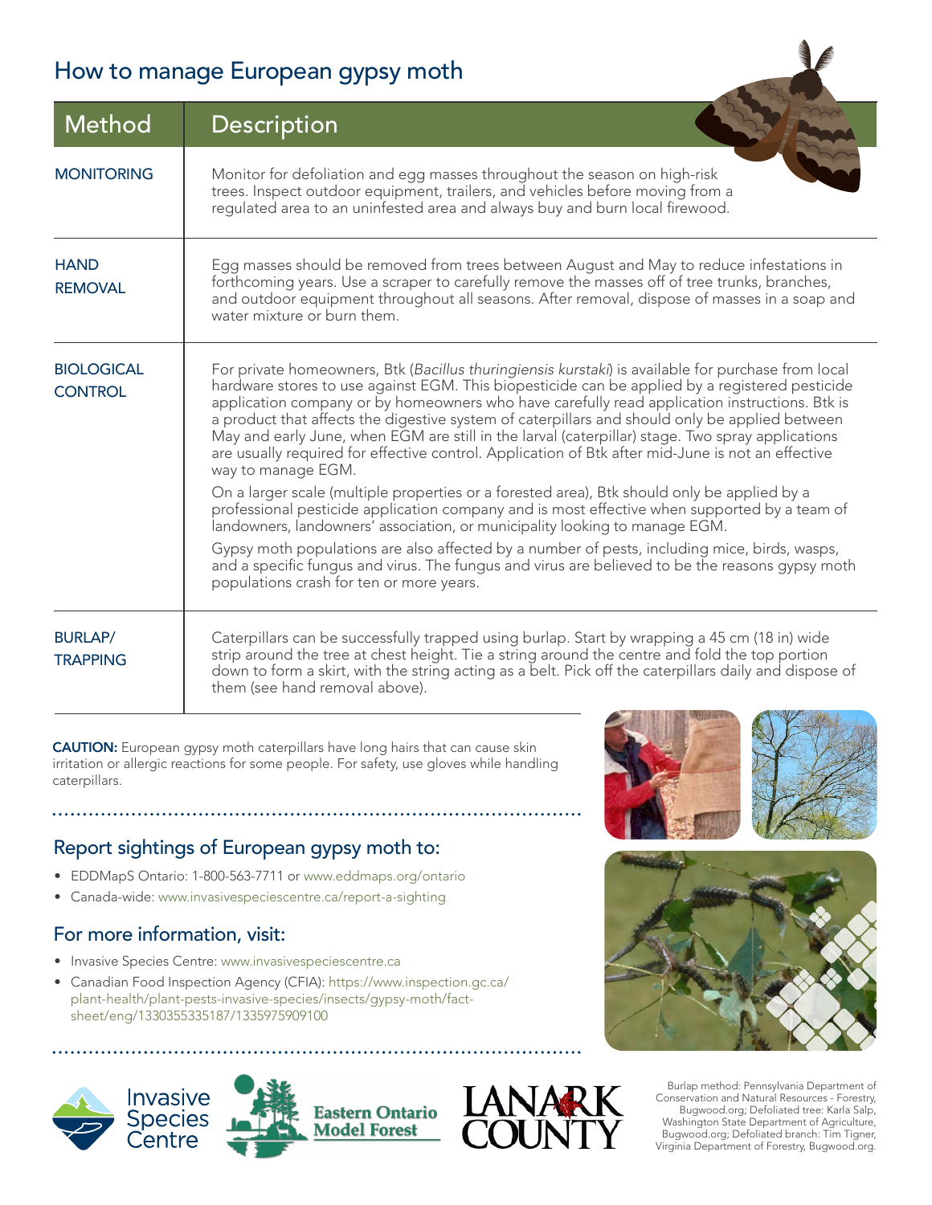# How to manage European gypsy moth

| Method | Description |
|---|---|
| MONITORING | Monitor for defoliation and egg masses throughout the season on high-risk trees. Inspect outdoor equipment, trailers, and vehicles before moving from a regulated area to an uninfested area and always buy and burn local firewood. |
| HAND REMOVAL | Egg masses should be removed from trees between August and May to reduce infestations in forthcoming years. Use a scraper to carefully remove the masses off of tree trunks, branches, and outdoor equipment throughout all seasons. After removal, dispose of masses in a soap and water mixture or burn them. |
| BIOLOGICAL CONTROL | For private homeowners, Btk (*Bacillus thuringiensis kurstaki*) is available for purchase from local hardware stores to use against EGM. This biopesticide can be applied by a registered pesticide application company or by homeowners who have carefully read application instructions. Btk is a product that affects the digestive system of caterpillars and should only be applied between May and early June, when EGM are still in the larval (caterpillar) stage. Two spray applications are usually required for effective control. Application of Btk after mid-June is not an effective way to manage EGM.<br><br>On a larger scale (multiple properties or a forested area), Btk should only be applied by a professional pesticide application company and is most effective when supported by a team of landowners, landowners' association, or municipality looking to manage EGM.<br><br>Gypsy moth populations are also affected by a number of pests, including mice, birds, wasps, and a specific fungus and virus. The fungus and virus are believed to be the reasons gypsy moth populations crash for ten or more years. |
| BURLAP/ TRAPPING | Caterpillars can be successfully trapped using burlap. Start by wrapping a 45 cm (18 in) wide strip around the tree at chest height. Tie a string around the centre and fold the top portion down to form a skirt, with the string acting as a belt. Pick off the caterpillars daily and dispose of them (see hand removal above). |

**CAUTION:** European gypsy moth caterpillars have long hairs that can cause skin irritation or allergic reactions for some people. For safety, use gloves while handling caterpillars.

## Report sightings of European gypsy moth to:

- EDDMapS Ontario: 1-800-563-7711 or www.eddmaps.org/ontario
- Canada-wide: www.invasivespeciescentre.ca/report-a-sighting

## For more information, visit:

- Invasive Species Centre: www.invasivespeciescentre.ca
- Canadian Food Inspection Agency (CFIA): https://www.inspection.gc.ca/plant-health/plant-pests-invasive-species/insects/gypsy-moth/fact-sheet/eng/1330355335187/1335975909100

Burlap method: Pennsylvania Department of Conservation and Natural Resources - Forestry, Bugwood.org; Defoliated tree: Karla Salp, Washington State Department of Agriculture, Bugwood.org; Defoliated branch: Tim Tigner, Virginia Department of Forestry, Bugwood.org.

Invasive Species Centre

Eastern Ontario Model Forest

LANARK COUNTY